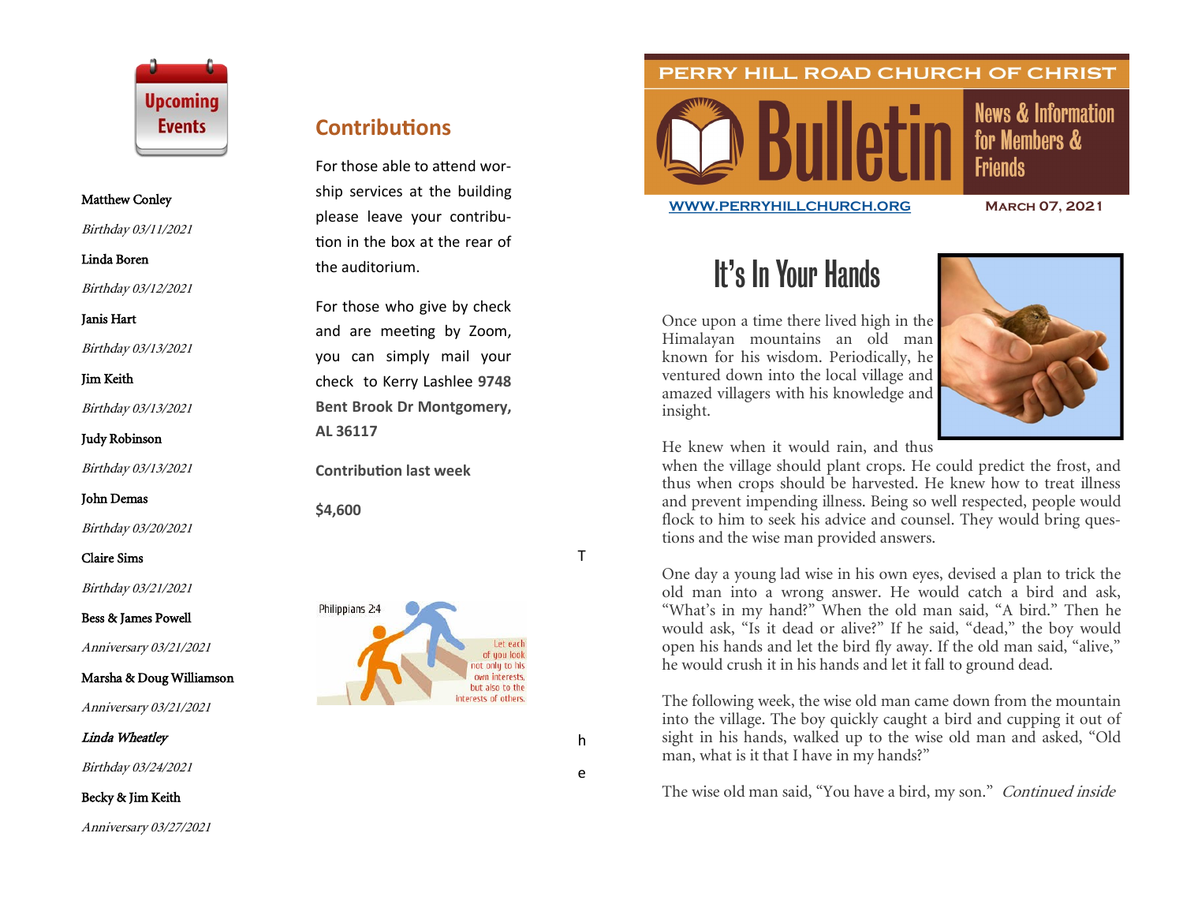# PERRY HILL ROAD CHURCH OF CHRIST

# Bulletin

News & Information for Members & Friends

WWW.PERRYHILLCHURCH.ORG

March 07, 2021

## It's In Your Hands

Once upon a time there lived high in the Himalayan mountains an old man known for his wisdom. Periodically, he ventured down into the local village and amazed villagers with his knowledge and insight.

He knew when it would rain, and thus when the village should plant crops. He could predict the frost, and thus when crops should be harvested. He knew how to treat illness and prevent impending illness. Being so well respected, people would flock to him to seek his advice and counsel. They would bring questions and the wise man provided answers.

One day a young lad wise in his own eyes, devised a plan to trick the old man into a wrong answer. He would catch a bird and ask, "What's in my hand?" When the old man said, "A bird." Then he would ask, "Is it dead or alive?" If he said, "dead," the boy would open his hands and let the bird fly away. If the old man said, "alive," he would crush it in his hands and let it fall to ground dead.

The following week, the wise old man came down from the mountain into the village. The boy quickly caught a bird and cupping it out of sight in his hands, walked up to the wise old man and asked, "Old man, what is it that I have in my hands?"

The wise old man said, "You have a bird, my son." *Continued inside*

## Upcoming Events

Matthew Conley
*Birthday 03/11/2021*

Linda Boren
*Birthday 03/12/2021*

Janis Hart
*Birthday 03/13/2021*

Jim Keith
*Birthday 03/13/2021*

Judy Robinson
*Birthday 03/13/2021*

John Demas
*Birthday 03/20/2021*

Claire Sims
*Birthday 03/21/2021*

Bess & James Powell
*Anniversary 03/21/2021*

Marsha & Doug Williamson
*Anniversary 03/21/2021*

*Linda Wheatley*
*Birthday 03/24/2021*

Becky & Jim Keith
*Anniversary 03/27/2021*

## Contributions

For those able to attend worship services at the building please leave your contribution in the box at the rear of the auditorium.

For those who give by check and are meeting by Zoom, you can simply mail your check to Kerry Lashlee **9748 Bent Brook Dr Montgomery, AL 36117**

**Contribution last week**

**$4,600**

Philippians 2:4

Let each of you look not only to his own interests, but also to the interests of others.

T

h

e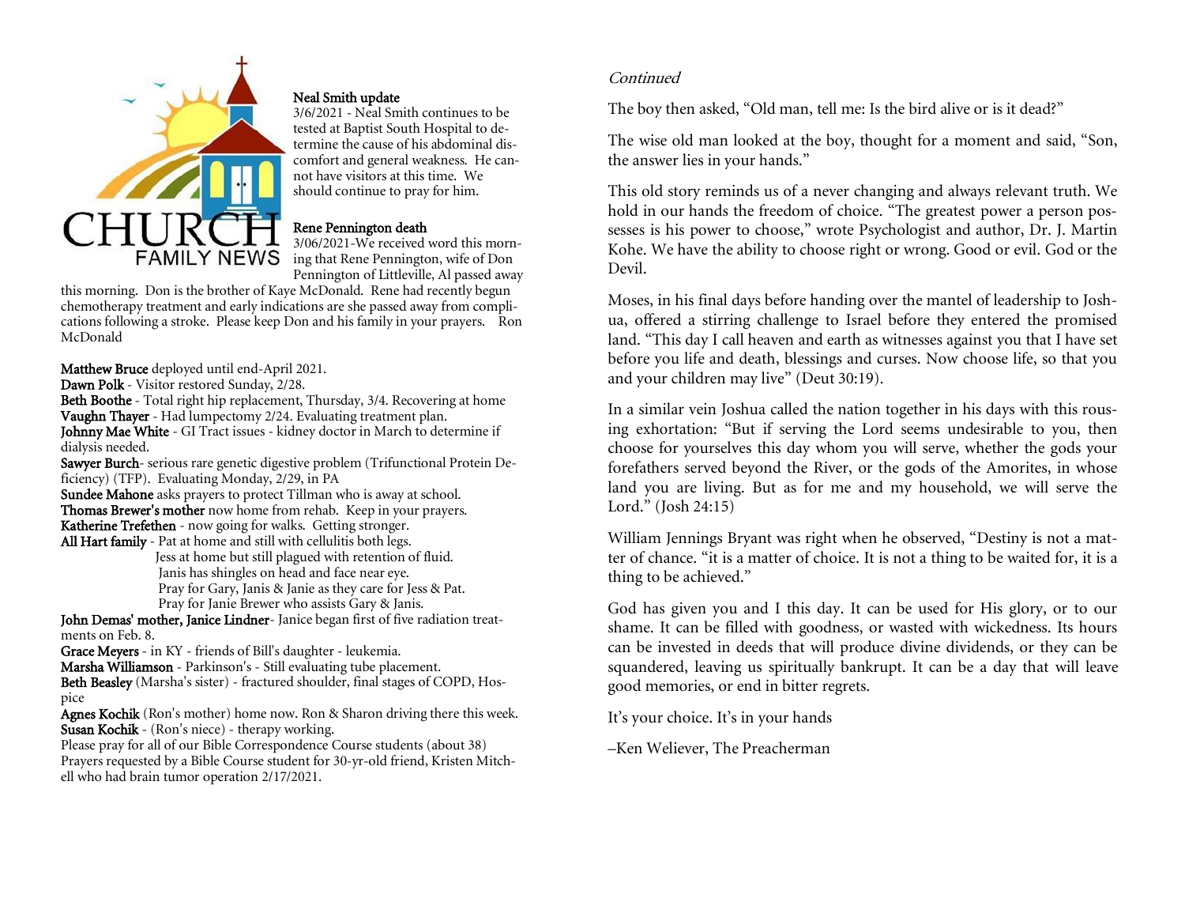CHURCH FAMILY NEWS

**Neal Smith update**

3/6/2021 - Neal Smith continues to be tested at Baptist South Hospital to determine the cause of his abdominal discomfort and general weakness. He cannot have visitors at this time. We should continue to pray for him.

**Rene Pennington death**

3/06/2021-We received word this morning that Rene Pennington, wife of Don Pennington of Littleville, Al passed away this morning. Don is the brother of Kaye McDonald. Rene had recently begun chemotherapy treatment and early indications are she passed away from complications following a stroke. Please keep Don and his family in your prayers. Ron McDonald

**Matthew Bruce** deployed until end-April 2021.
**Dawn Polk** - Visitor restored Sunday, 2/28.
**Beth Boothe** - Total right hip replacement, Thursday, 3/4. Recovering at home
**Vaughn Thayer** - Had lumpectomy 2/24. Evaluating treatment plan.
**Johnny Mae White** - GI Tract issues - kidney doctor in March to determine if dialysis needed.
**Sawyer Burch**- serious rare genetic digestive problem (Trifunctional Protein Deficiency) (TFP). Evaluating Monday, 2/29, in PA
**Sundee Mahone** asks prayers to protect Tillman who is away at school.
**Thomas Brewer's mother** now home from rehab. Keep in your prayers.
**Katherine Trefethen** - now going for walks. Getting stronger.
**All Hart family** - Pat at home and still with cellulitis both legs.
Jess at home but still plagued with retention of fluid.
Janis has shingles on head and face near eye.
Pray for Gary, Janis & Janie as they care for Jess & Pat.
Pray for Janie Brewer who assists Gary & Janis.
**John Demas' mother, Janice Lindner**- Janice began first of five radiation treatments on Feb. 8.
**Grace Meyers** - in KY - friends of Bill's daughter - leukemia.
**Marsha Williamson** - Parkinson's - Still evaluating tube placement.
**Beth Beasley** (Marsha's sister) - fractured shoulder, final stages of COPD, Hospice
**Agnes Kochik** (Ron's mother) home now. Ron & Sharon driving there this week.
**Susan Kochik** - (Ron's niece) - therapy working.
Please pray for all of our Bible Correspondence Course students (about 38)
Prayers requested by a Bible Course student for 30-yr-old friend, Kristen Mitchell who had brain tumor operation 2/17/2021.

*Continued*

The boy then asked, "Old man, tell me: Is the bird alive or is it dead?"

The wise old man looked at the boy, thought for a moment and said, "Son, the answer lies in your hands."

This old story reminds us of a never changing and always relevant truth. We hold in our hands the freedom of choice. "The greatest power a person possesses is his power to choose," wrote Psychologist and author, Dr. J. Martin Kohe. We have the ability to choose right or wrong. Good or evil. God or the Devil.

Moses, in his final days before handing over the mantel of leadership to Joshua, offered a stirring challenge to Israel before they entered the promised land. "This day I call heaven and earth as witnesses against you that I have set before you life and death, blessings and curses. Now choose life, so that you and your children may live" (Deut 30:19).

In a similar vein Joshua called the nation together in his days with this rousing exhortation: "But if serving the Lord seems undesirable to you, then choose for yourselves this day whom you will serve, whether the gods your forefathers served beyond the River, or the gods of the Amorites, in whose land you are living. But as for me and my household, we will serve the Lord." (Josh 24:15)

William Jennings Bryant was right when he observed, "Destiny is not a matter of chance. "it is a matter of choice. It is not a thing to be waited for, it is a thing to be achieved."

God has given you and I this day. It can be used for His glory, or to our shame. It can be filled with goodness, or wasted with wickedness. Its hours can be invested in deeds that will produce divine dividends, or they can be squandered, leaving us spiritually bankrupt. It can be a day that will leave good memories, or end in bitter regrets.

It's your choice. It's in your hands

–Ken Weliever, The Preacherman